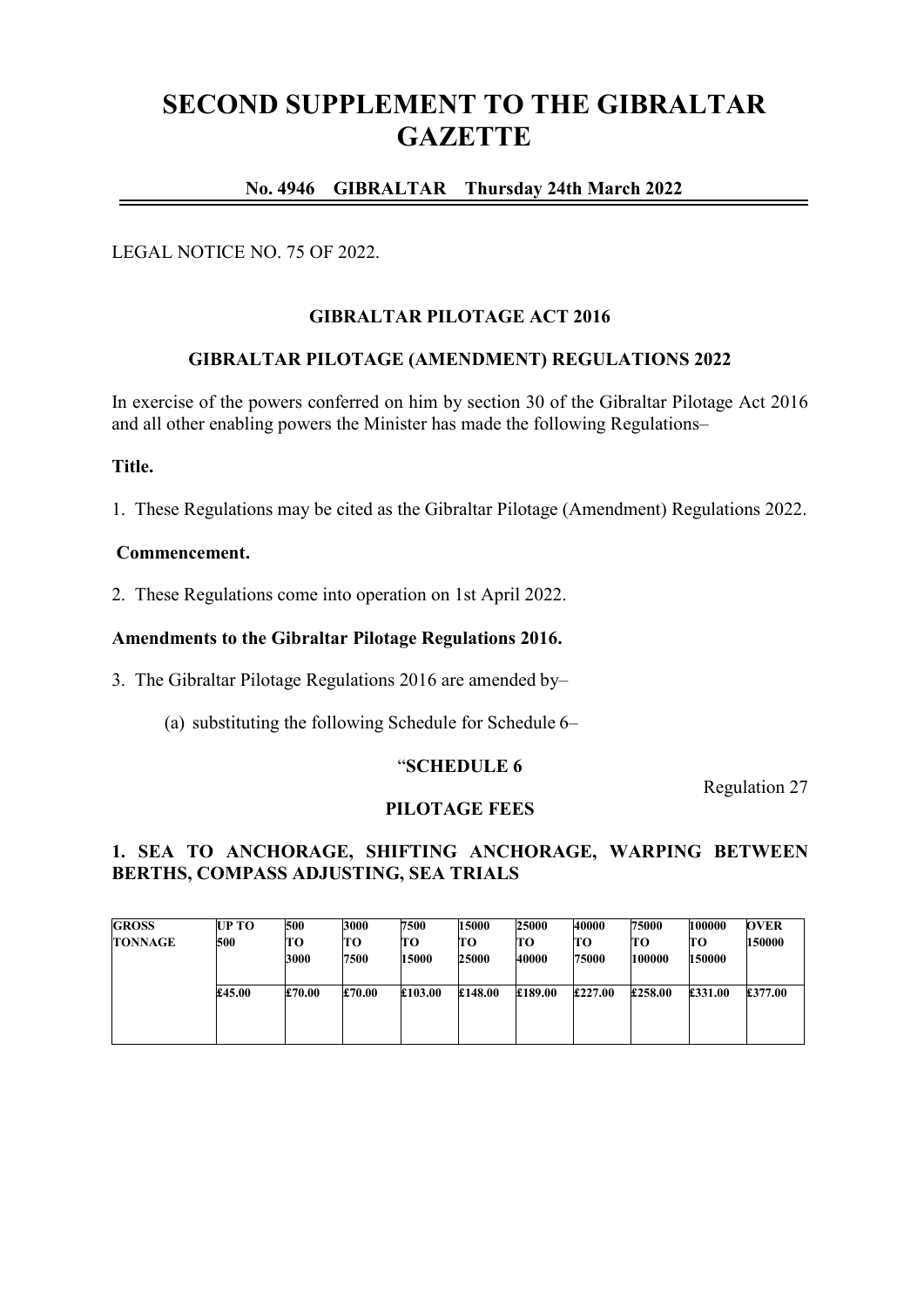# SECOND SUPPLEMENT TO THE GIBRALTAR GAZETTE

**No. 4946 GIBRALTAR Thursday 24th March 2022**

LEGAL NOTICE NO. 75 OF 2022.

**GIBRALTAR PILOTAGE ACT 2016**

**GIBRALTAR PILOTAGE (AMENDMENT) REGULATIONS 2022**

In exercise of the powers conferred on him by section 30 of the Gibraltar Pilotage Act 2016 and all other enabling powers the Minister has made the following Regulations–

**Title.**

1. These Regulations may be cited as the Gibraltar Pilotage (Amendment) Regulations 2022.

**Commencement.**

2. These Regulations come into operation on 1st April 2022.

**Amendments to the Gibraltar Pilotage Regulations 2016.**

3. The Gibraltar Pilotage Regulations 2016 are amended by–

(a) substituting the following Schedule for Schedule 6–

"**SCHEDULE 6**

Regulation 27

**PILOTAGE FEES**

**1. SEA TO ANCHORAGE, SHIFTING ANCHORAGE, WARPING BETWEEN BERTHS, COMPASS ADJUSTING, SEA TRIALS**

| GROSS TONNAGE | UP TO 500 | 500 TO 3000 | 3000 TO 7500 | 7500 TO 15000 | 15000 TO 25000 | 25000 TO 40000 | 40000 TO 75000 | 75000 TO 100000 | 100000 TO 150000 | OVER 150000 |
|---|---|---|---|---|---|---|---|---|---|---|
| | £45.00 | £70.00 | £70.00 | £103.00 | £148.00 | £189.00 | £227.00 | £258.00 | £331.00 | £377.00 |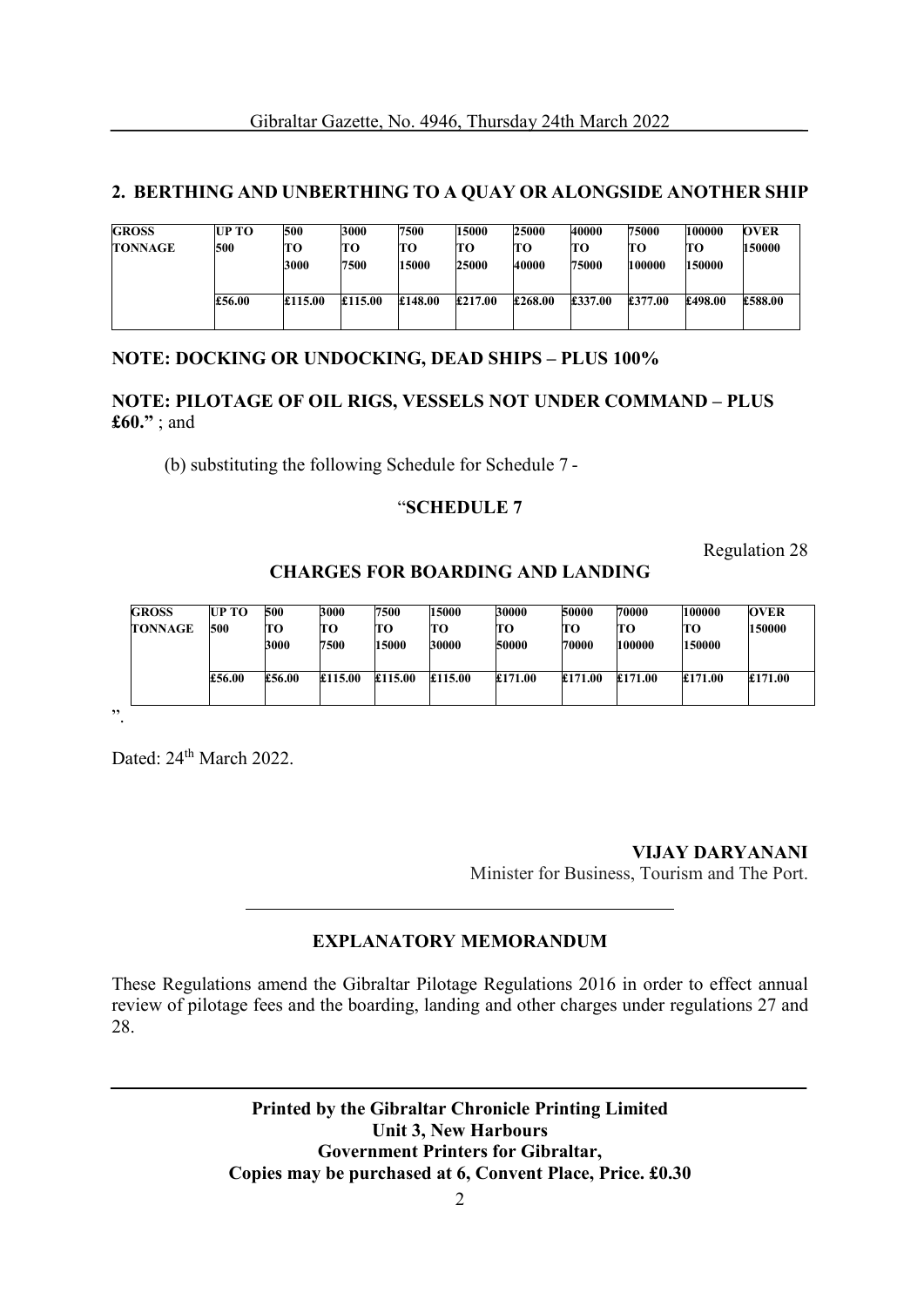## 2. BERTHING AND UNBERTHING TO A QUAY OR ALONGSIDE ANOTHER SHIP

| GROSS TONNAGE | UP TO 500 | 500 TO 3000 | 3000 TO 7500 | 7500 TO 15000 | 15000 TO 25000 | 25000 TO 40000 | 40000 TO 75000 | 75000 TO 100000 | 100000 TO 150000 | OVER 150000 |
|---|---|---|---|---|---|---|---|---|---|---|
| | £56.00 | £115.00 | £115.00 | £148.00 | £217.00 | £268.00 | £337.00 | £377.00 | £498.00 | £588.00 |

**NOTE: DOCKING OR UNDOCKING, DEAD SHIPS – PLUS 100%**

**NOTE: PILOTAGE OF OIL RIGS, VESSELS NOT UNDER COMMAND – PLUS £60."** ; and

(b) substituting the following Schedule for Schedule 7 -

"**SCHEDULE 7**

Regulation 28

**CHARGES FOR BOARDING AND LANDING**

| GROSS TONNAGE | UP TO 500 | 500 TO 3000 | 3000 TO 7500 | 7500 TO 15000 | 15000 TO 30000 | 30000 TO 50000 | 50000 TO 70000 | 70000 TO 100000 | 100000 TO 150000 | OVER 150000 |
|---|---|---|---|---|---|---|---|---|---|---|
| | £56.00 | £56.00 | £115.00 | £115.00 | £115.00 | £171.00 | £171.00 | £171.00 | £171.00 | £171.00 |

".

Dated: 24th March 2022.

**VIJAY DARYANANI**
Minister for Business, Tourism and The Port.

---

### EXPLANATORY MEMORANDUM

These Regulations amend the Gibraltar Pilotage Regulations 2016 in order to effect annual review of pilotage fees and the boarding, landing and other charges under regulations 27 and 28.

---

**Printed by the Gibraltar Chronicle Printing Limited**
**Unit 3, New Harbours**
**Government Printers for Gibraltar,**
**Copies may be purchased at 6, Convent Place, Price. £0.30**